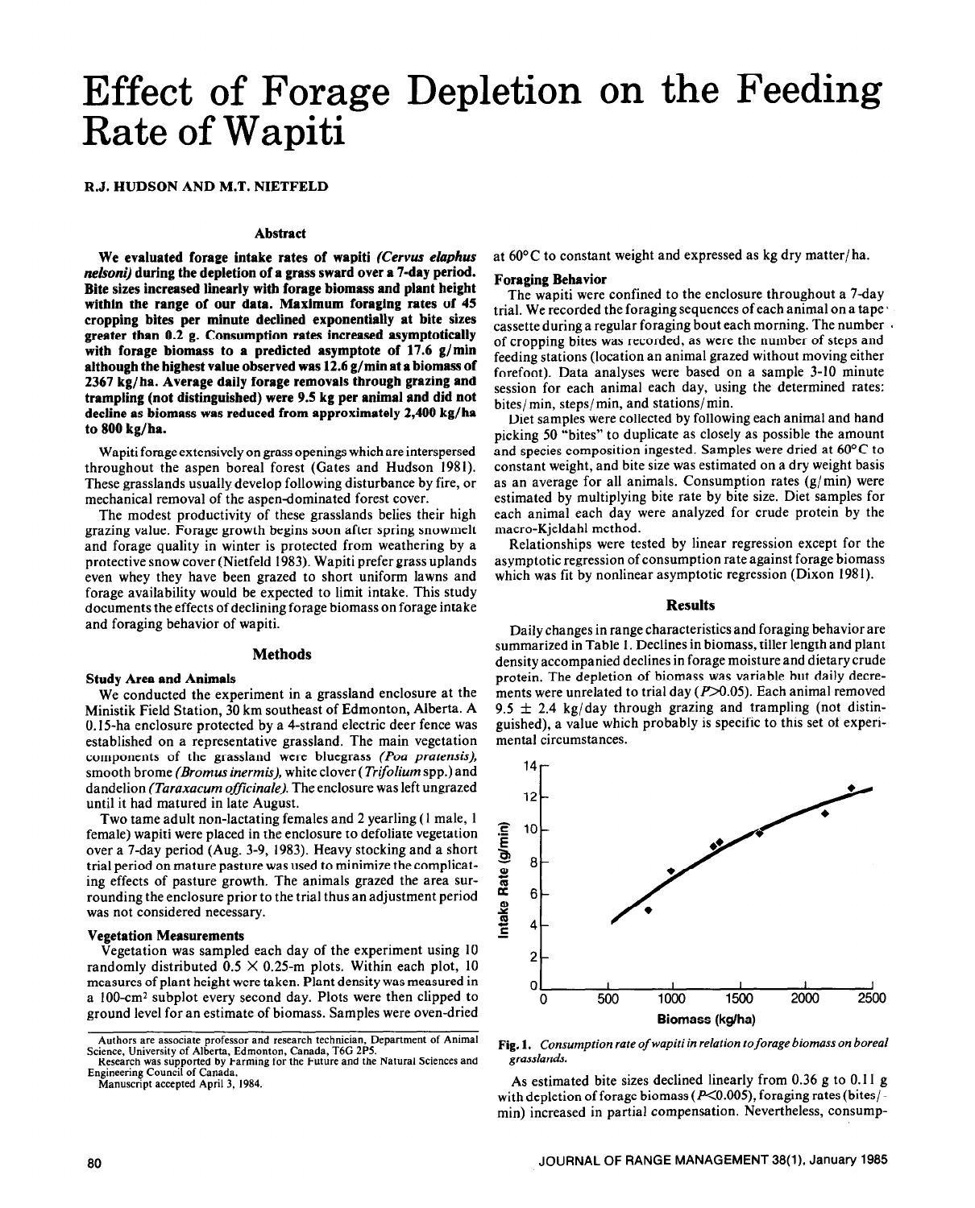# Effect of Forage Depletion on the Feeding Rate of Wapiti

**R.J. HUDSON AND M.T. NIETFELD**

## Abstract

**We evaluated forage intake rates of wapiti *(Cervus elaphus nelsoni)* during the depletion of a grass sward over a 7-day period. Bite sizes increased linearly with forage biomass and plant height within the range of our data. Maximum foraging rates of 45 cropping bites per minute declined exponentially at bite sizes greater than 0.2 g. Consumption rates increased asymptotically with forage biomass to a predicted asymptote of 17.6 g/min although the highest value observed was 12.6 g/min at a biomass of 2367 kg/ha. Average daily forage removals through grazing and trampling (not distinguished) were 9.5 kg per animal and did not decline as biomass was reduced from approximately 2,400 kg/ha to 800 kg/ha.**

Wapiti forage extensively on grass openings which are interspersed throughout the aspen boreal forest (Gates and Hudson 1981). These grasslands usually develop following disturbance by fire, or mechanical removal of the aspen-dominated forest cover.

The modest productivity of these grasslands belies their high grazing value. Forage growth begins soon after spring snowmelt and forage quality in winter is protected from weathering by a protective snow cover (Nietfeld 1983). Wapiti prefer grass uplands even whey they have been grazed to short uniform lawns and forage availability would be expected to limit intake. This study documents the effects of declining forage biomass on forage intake and foraging behavior of wapiti.

## Methods

### Study Area and Animals

We conducted the experiment in a grassland enclosure at the Ministik Field Station, 30 km southeast of Edmonton, Alberta. A 0.15-ha enclosure protected by a 4-strand electric deer fence was established on a representative grassland. The main vegetation components of the grassland were bluegrass *(Poa pratensis)*, smooth brome *(Bromus inermis)*, white clover (*Trifolium* spp.) and dandelion *(Taraxacum officinale)*. The enclosure was left ungrazed until it had matured in late August.

Two tame adult non-lactating females and 2 yearling (1 male, 1 female) wapiti were placed in the enclosure to defoliate vegetation over a 7-day period (Aug. 3-9, 1983). Heavy stocking and a short trial period on mature pasture was used to minimize the complicating effects of pasture growth. The animals grazed the area surrounding the enclosure prior to the trial thus an adjustment period was not considered necessary.

### Vegetation Measurements

Vegetation was sampled each day of the experiment using 10 randomly distributed 0.5 × 0.25-m plots. Within each plot, 10 measures of plant height were taken. Plant density was measured in a 100-cm[2] subplot every second day. Plots were then clipped to ground level for an estimate of biomass. Samples were oven-dried at 60°C to constant weight and expressed as kg dry matter/ha.

### Foraging Behavior

The wapiti were confined to the enclosure throughout a 7-day trial. We recorded the foraging sequences of each animal on a tape cassette during a regular foraging bout each morning. The number of cropping bites was recorded, as were the number of steps and feeding stations (location an animal grazed without moving either forefoot). Data analyses were based on a sample 3-10 minute session for each animal each day, using the determined rates: bites/min, steps/min, and stations/min.

Diet samples were collected by following each animal and hand picking 50 "bites" to duplicate as closely as possible the amount and species composition ingested. Samples were dried at 60°C to constant weight, and bite size was estimated on a dry weight basis as an average for all animals. Consumption rates (g/min) were estimated by multiplying bite rate by bite size. Diet samples for each animal each day were analyzed for crude protein by the macro-Kjeldahl method.

Relationships were tested by linear regression except for the asymptotic regression of consumption rate against forage biomass which was fit by nonlinear asymptotic regression (Dixon 1981).

## Results

Daily changes in range characteristics and foraging behavior are summarized in Table 1. Declines in biomass, tiller length and plant density accompanied declines in forage moisture and dietary crude protein. The depletion of biomass was variable but daily decrements were unrelated to trial day ($P>0.05$). Each animal removed 9.5 ± 2.4 kg/day through grazing and trampling (not distinguished), a value which probably is specific to this set of experimental circumstances.

**Fig. 1.** *Consumption rate of wapiti in relation to forage biomass on boreal grasslands.*

As estimated bite sizes declined linearly from 0.36 g to 0.11 g with depletion of forage biomass ($P<0.005$), foraging rates (bites/min) increased in partial compensation. Nevertheless, consump-

---

Authors are associate professor and research technician, Department of Animal Science, University of Alberta, Edmonton, Canada, T6G 2P5.

Research was supported by Farming for the Future and the Natural Sciences and Engineering Council of Canada.

Manuscript accepted April 3, 1984.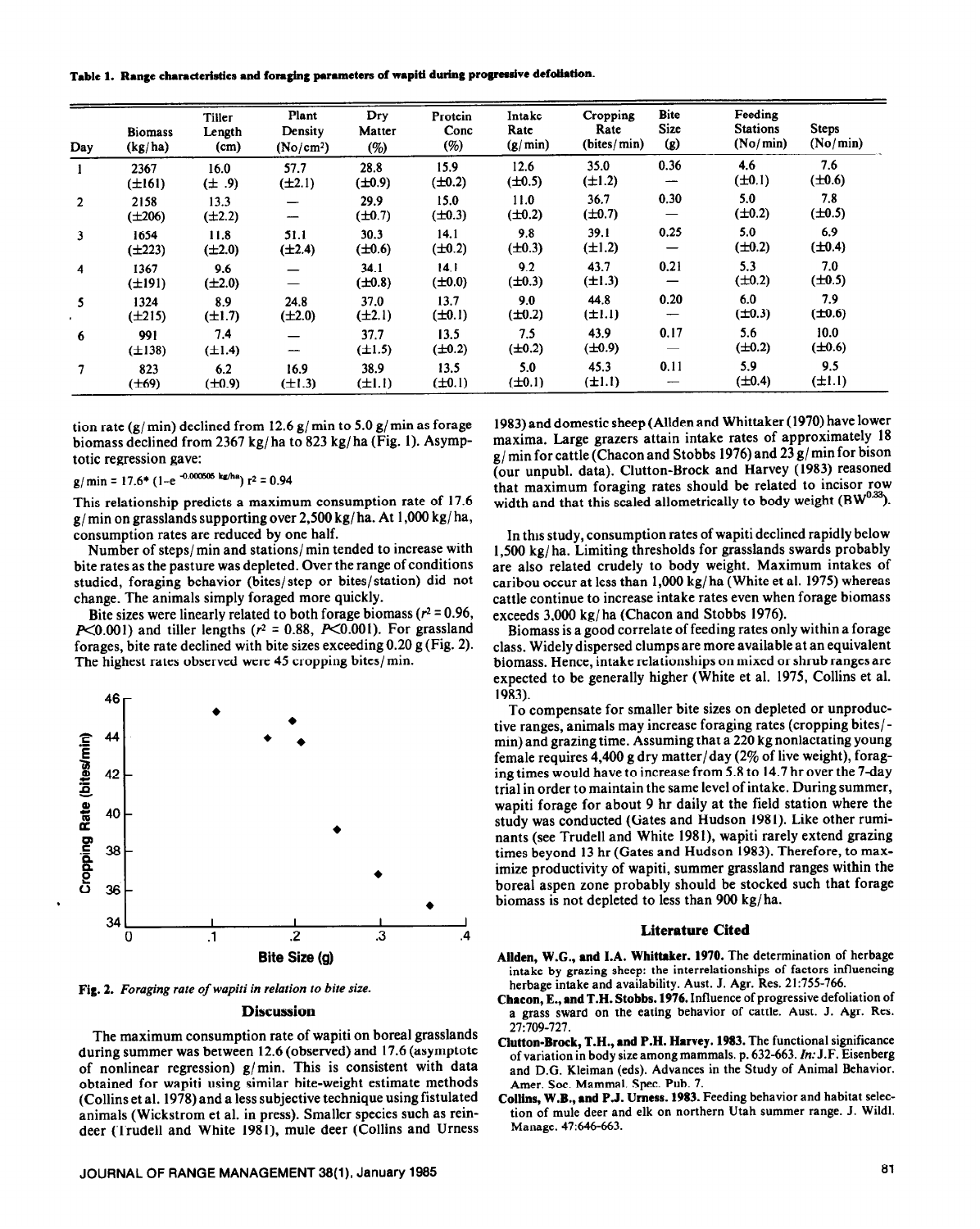**Table 1. Range characteristics and foraging parameters of wapiti during progressive defoliation.**

| Day | Biomass (kg/ha) | Tiller Length (cm) | Plant Density (No/cm²) | Dry Matter (%) | Protein Conc (%) | Intake Rate (g/min) | Cropping Rate (bites/min) | Bite Size (g) | Feeding Stations (No/min) | Steps (No/min) |
|---|---|---|---|---|---|---|---|---|---|---|
| 1 | 2367 (±161) | 16.0 (± .9) | 57.7 (±2.1) | 28.8 (±0.9) | 15.9 (±0.2) | 12.6 (±0.5) | 35.0 (±1.2) | 0.36 — | 4.6 (±0.1) | 7.6 (±0.6) |
| 2 | 2158 (±206) | 13.3 (±2.2) | — — | 29.9 (±0.7) | 15.0 (±0.3) | 11.0 (±0.2) | 36.7 (±0.7) | 0.30 — | 5.0 (±0.2) | 7.8 (±0.5) |
| 3 | 1654 (±223) | 11.8 (±2.0) | 51.1 (±2.4) | 30.3 (±0.6) | 14.1 (±0.2) | 9.8 (±0.3) | 39.1 (±1.2) | 0.25 — | 5.0 (±0.2) | 6.9 (±0.4) |
| 4 | 1367 (±191) | 9.6 (±2.0) | — — | 34.1 (±0.8) | 14.1 (±0.0) | 9.2 (±0.3) | 43.7 (±1.3) | 0.21 — | 5.3 (±0.2) | 7.0 (±0.5) |
| 5 | 1324 (±215) | 8.9 (±1.7) | 24.8 (±2.0) | 37.0 (±2.1) | 13.7 (±0.1) | 9.0 (±0.2) | 44.8 (±1.1) | 0.20 — | 6.0 (±0.3) | 7.9 (±0.6) |
| 6 | 991 (±138) | 7.4 (±1.4) | — — | 37.7 (±1.5) | 13.5 (±0.2) | 7.5 (±0.2) | 43.9 (±0.9) | 0.17 — | 5.6 (±0.2) | 10.0 (±0.6) |
| 7 | 823 (±69) | 6.2 (±0.9) | 16.9 (±1.3) | 38.9 (±1.1) | 13.5 (±0.1) | 5.0 (±0.1) | 45.3 (±1.1) | 0.11 — | 5.9 (±0.4) | 9.5 (±1.1) |

tion rate (g/min) declined from 12.6 g/min to 5.0 g/min as forage biomass declined from 2367 kg/ha to 823 kg/ha (Fig. 1). Asymptotic regression gave:

$$g/min = 17.6 * (1 - e^{-0.000505\ kg/ha})\ r^2 = 0.94$$

This relationship predicts a maximum consumption rate of 17.6 g/min on grasslands supporting over 2,500 kg/ha. At 1,000 kg/ha, consumption rates are reduced by one half.

Number of steps/min and stations/min tended to increase with bite rates as the pasture was depleted. Over the range of conditions studied, foraging behavior (bites/step or bites/station) did not change. The animals simply foraged more quickly.

Bite sizes were linearly related to both forage biomass ($r^2 = 0.96$, $P < 0.001$) and tiller lengths ($r^2 = 0.88$, $P < 0.001$). For grassland forages, bite rate declined with bite sizes exceeding 0.20 g (Fig. 2). The highest rates observed were 45 cropping bites/min.

Fig. 2. *Foraging rate of wapiti in relation to bite size.*

## Discussion

The maximum consumption rate of wapiti on boreal grasslands during summer was between 12.6 (observed) and 17.6 (asymptote of nonlinear regression) g/min. This is consistent with data obtained for wapiti using similar bite-weight estimate methods (Collins et al. 1978) and a less subjective technique using fistulated animals (Wickstrom et al. in press). Smaller species such as reindeer (Trudell and White 1981), mule deer (Collins and Urness 1983) and domestic sheep (Allden and Whittaker (1970) have lower maxima. Large grazers attain intake rates of approximately 18 g/min for cattle (Chacon and Stobbs 1976) and 23 g/min for bison (our unpubl. data). Clutton-Brock and Harvey (1983) reasoned that maximum foraging rates should be related to incisor row width and that this scaled allometrically to body weight ($BW^{0.33}$).

In this study, consumption rates of wapiti declined rapidly below 1,500 kg/ha. Limiting thresholds for grasslands swards probably are also related crudely to body weight. Maximum intakes of caribou occur at less than 1,000 kg/ha (White et al. 1975) whereas cattle continue to increase intake rates even when forage biomass exceeds 3,000 kg/ha (Chacon and Stobbs 1976).

Biomass is a good correlate of feeding rates only within a forage class. Widely dispersed clumps are more available at an equivalent biomass. Hence, intake relationships on mixed or shrub ranges are expected to be generally higher (White et al. 1975, Collins et al. 1983).

To compensate for smaller bite sizes on depleted or unproductive ranges, animals may increase foraging rates (cropping bites/min) and grazing time. Assuming that a 220 kg nonlactating young female requires 4,400 g dry matter/day (2% of live weight), foraging times would have to increase from 5.8 to 14.7 hr over the 7-day trial in order to maintain the same level of intake. During summer, wapiti forage for about 9 hr daily at the field station where the study was conducted (Gates and Hudson 1981). Like other ruminants (see Trudell and White 1981), wapiti rarely extend grazing times beyond 13 hr (Gates and Hudson 1983). Therefore, to maximize productivity of wapiti, summer grassland ranges within the boreal aspen zone probably should be stocked such that forage biomass is not depleted to less than 900 kg/ha.

## Literature Cited

**Allden, W.G., and I.A. Whittaker. 1970.** The determination of herbage intake by grazing sheep: the interrelationships of factors influencing herbage intake and availability. Aust. J. Agr. Res. 21:755-766.

**Chacon, E., and T.H. Stobbs. 1976.** Influence of progressive defoliation of a grass sward on the eating behavior of cattle. Aust. J. Agr. Res. 27:709-727.

**Clutton-Brock, T.H., and P.H. Harvey. 1983.** The functional significance of variation in body size among mammals. p. 632-663. *In:* J.F. Eisenberg and D.G. Kleiman (eds). Advances in the Study of Animal Behavior. Amer. Soc. Mammal. Spec. Pub. 7.

**Collins, W.B., and P.J. Urness. 1983.** Feeding behavior and habitat selection of mule deer and elk on northern Utah summer range. J. Wildl. Manage. 47:646-663.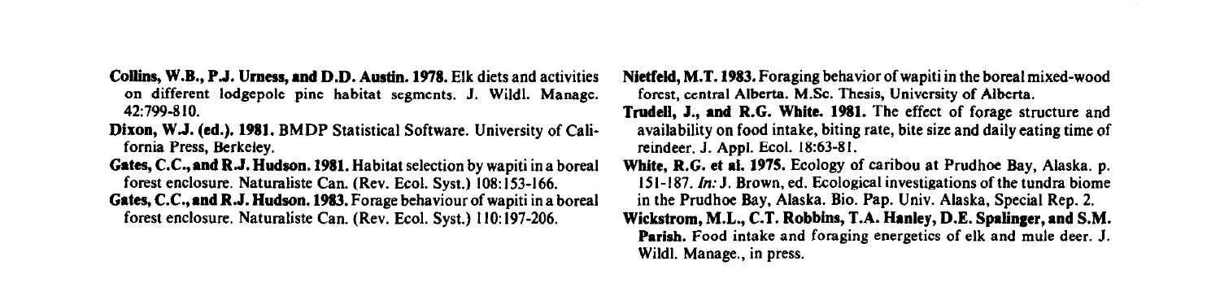**Collins, W.B., P.J. Urness, and D.D. Austin. 1978.** Elk diets and activities on different lodgepole pine habitat segments. J. Wildl. Manage. 42:799-810.

**Dixon, W.J. (ed.). 1981.** BMDP Statistical Software. University of California Press, Berkeley.

**Gates, C.C., and R.J. Hudson. 1981.** Habitat selection by wapiti in a boreal forest enclosure. Naturaliste Can. (Rev. Ecol. Syst.) 108:153-166.

**Gates, C.C., and R.J. Hudson. 1983.** Forage behaviour of wapiti in a boreal forest enclosure. Naturaliste Can. (Rev. Ecol. Syst.) 110:197-206.

**Nietfeld, M.T. 1983.** Foraging behavior of wapiti in the boreal mixed-wood forest, central Alberta. M.Sc. Thesis, University of Alberta.

**Trudell, J., and R.G. White. 1981.** The effect of forage structure and availability on food intake, biting rate, bite size and daily eating time of reindeer. J. Appl. Ecol. 18:63-81.

**White, R.G. et al. 1975.** Ecology of caribou at Prudhoe Bay, Alaska. p. 151-187. *In:* J. Brown, ed. Ecological investigations of the tundra biome in the Prudhoe Bay, Alaska. Bio. Pap. Univ. Alaska, Special Rep. 2.

**Wickstrom, M.L., C.T. Robbins, T.A. Hanley, D.E. Spalinger, and S.M. Parish.** Food intake and foraging energetics of elk and mule deer. J. Wildl. Manage., in press.